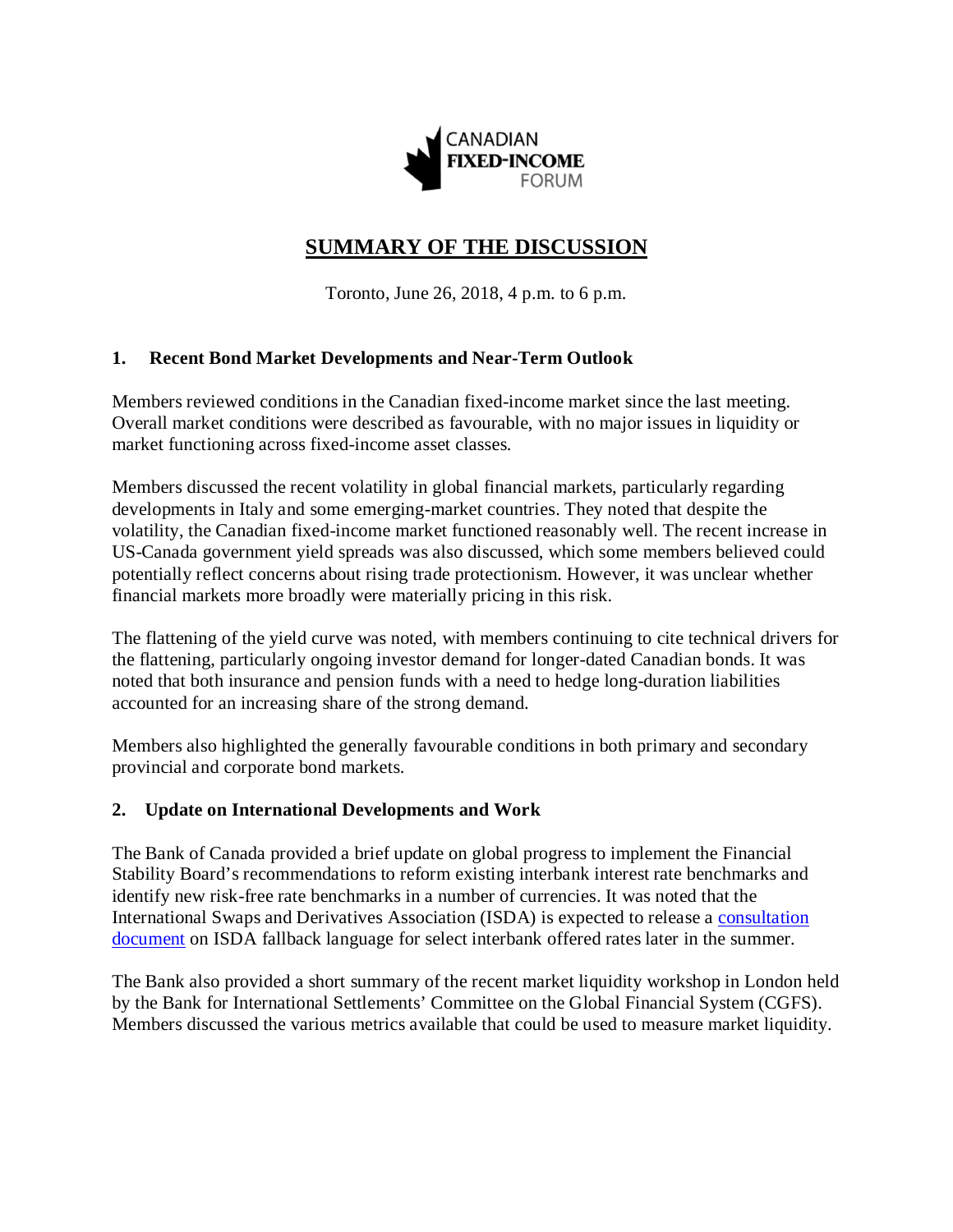CANADIAN FIXED-INCOME FORUM

# SUMMARY OF THE DISCUSSION

Toronto, June 26, 2018, 4 p.m. to 6 p.m.

## 1. Recent Bond Market Developments and Near-Term Outlook

Members reviewed conditions in the Canadian fixed-income market since the last meeting. Overall market conditions were described as favourable, with no major issues in liquidity or market functioning across fixed-income asset classes.

Members discussed the recent volatility in global financial markets, particularly regarding developments in Italy and some emerging-market countries. They noted that despite the volatility, the Canadian fixed-income market functioned reasonably well. The recent increase in US-Canada government yield spreads was also discussed, which some members believed could potentially reflect concerns about rising trade protectionism. However, it was unclear whether financial markets more broadly were materially pricing in this risk.

The flattening of the yield curve was noted, with members continuing to cite technical drivers for the flattening, particularly ongoing investor demand for longer-dated Canadian bonds. It was noted that both insurance and pension funds with a need to hedge long-duration liabilities accounted for an increasing share of the strong demand.

Members also highlighted the generally favourable conditions in both primary and secondary provincial and corporate bond markets.

## 2. Update on International Developments and Work

The Bank of Canada provided a brief update on global progress to implement the Financial Stability Board's recommendations to reform existing interbank interest rate benchmarks and identify new risk-free rate benchmarks in a number of currencies. It was noted that the International Swaps and Derivatives Association (ISDA) is expected to release a consultation document on ISDA fallback language for select interbank offered rates later in the summer.

The Bank also provided a short summary of the recent market liquidity workshop in London held by the Bank for International Settlements' Committee on the Global Financial System (CGFS). Members discussed the various metrics available that could be used to measure market liquidity.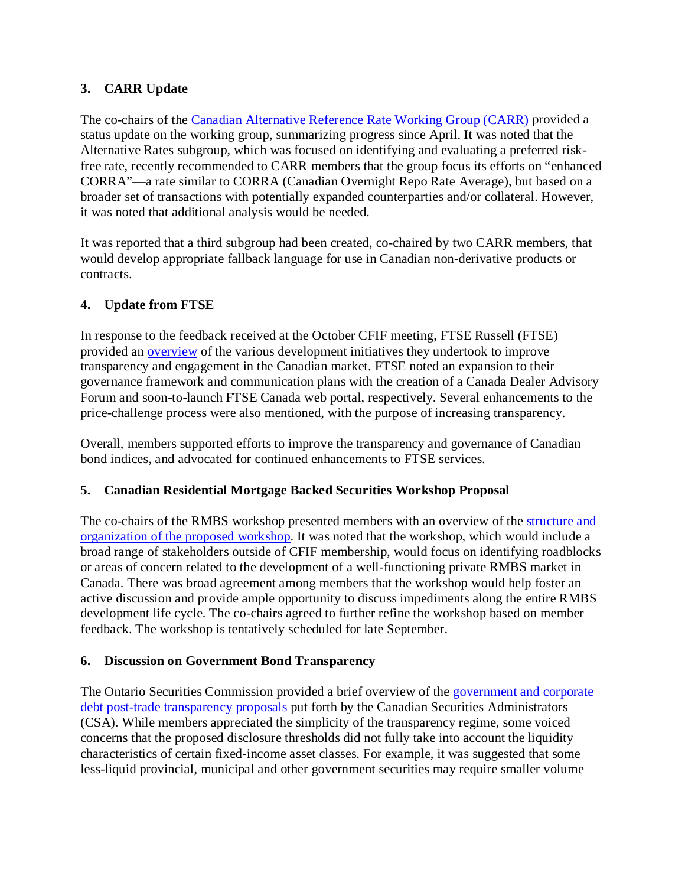### 3. CARR Update

The co-chairs of the Canadian Alternative Reference Rate Working Group (CARR) provided a status update on the working group, summarizing progress since April. It was noted that the Alternative Rates subgroup, which was focused on identifying and evaluating a preferred risk-free rate, recently recommended to CARR members that the group focus its efforts on "enhanced CORRA"—a rate similar to CORRA (Canadian Overnight Repo Rate Average), but based on a broader set of transactions with potentially expanded counterparties and/or collateral. However, it was noted that additional analysis would be needed.

It was reported that a third subgroup had been created, co-chaired by two CARR members, that would develop appropriate fallback language for use in Canadian non-derivative products or contracts.

### 4. Update from FTSE

In response to the feedback received at the October CFIF meeting, FTSE Russell (FTSE) provided an overview of the various development initiatives they undertook to improve transparency and engagement in the Canadian market. FTSE noted an expansion to their governance framework and communication plans with the creation of a Canada Dealer Advisory Forum and soon-to-launch FTSE Canada web portal, respectively. Several enhancements to the price-challenge process were also mentioned, with the purpose of increasing transparency.

Overall, members supported efforts to improve the transparency and governance of Canadian bond indices, and advocated for continued enhancements to FTSE services.

### 5. Canadian Residential Mortgage Backed Securities Workshop Proposal

The co-chairs of the RMBS workshop presented members with an overview of the structure and organization of the proposed workshop. It was noted that the workshop, which would include a broad range of stakeholders outside of CFIF membership, would focus on identifying roadblocks or areas of concern related to the development of a well-functioning private RMBS market in Canada. There was broad agreement among members that the workshop would help foster an active discussion and provide ample opportunity to discuss impediments along the entire RMBS development life cycle. The co-chairs agreed to further refine the workshop based on member feedback. The workshop is tentatively scheduled for late September.

### 6. Discussion on Government Bond Transparency

The Ontario Securities Commission provided a brief overview of the government and corporate debt post-trade transparency proposals put forth by the Canadian Securities Administrators (CSA). While members appreciated the simplicity of the transparency regime, some voiced concerns that the proposed disclosure thresholds did not fully take into account the liquidity characteristics of certain fixed-income asset classes. For example, it was suggested that some less-liquid provincial, municipal and other government securities may require smaller volume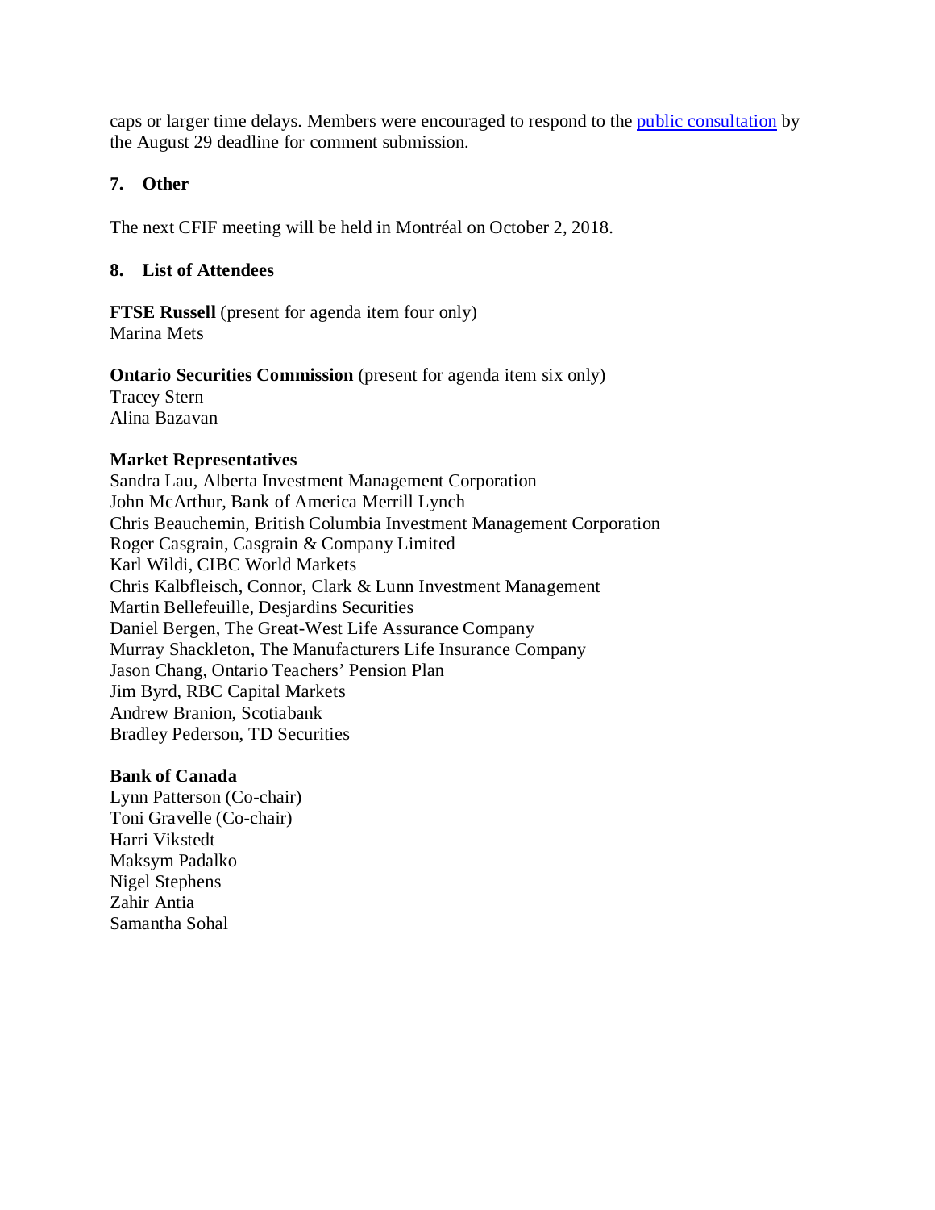caps or larger time delays. Members were encouraged to respond to the [public consultation](public consultation) by the August 29 deadline for comment submission.

## 7. Other

The next CFIF meeting will be held in Montréal on October 2, 2018.

## 8. List of Attendees

**FTSE Russell** (present for agenda item four only)
Marina Mets

**Ontario Securities Commission** (present for agenda item six only)
Tracey Stern
Alina Bazavan

**Market Representatives**
Sandra Lau, Alberta Investment Management Corporation
John McArthur, Bank of America Merrill Lynch
Chris Beauchemin, British Columbia Investment Management Corporation
Roger Casgrain, Casgrain & Company Limited
Karl Wildi, CIBC World Markets
Chris Kalbfleisch, Connor, Clark & Lunn Investment Management
Martin Bellefeuille, Desjardins Securities
Daniel Bergen, The Great-West Life Assurance Company
Murray Shackleton, The Manufacturers Life Insurance Company
Jason Chang, Ontario Teachers' Pension Plan
Jim Byrd, RBC Capital Markets
Andrew Branion, Scotiabank
Bradley Pederson, TD Securities

**Bank of Canada**
Lynn Patterson (Co-chair)
Toni Gravelle (Co-chair)
Harri Vikstedt
Maksym Padalko
Nigel Stephens
Zahir Antia
Samantha Sohal